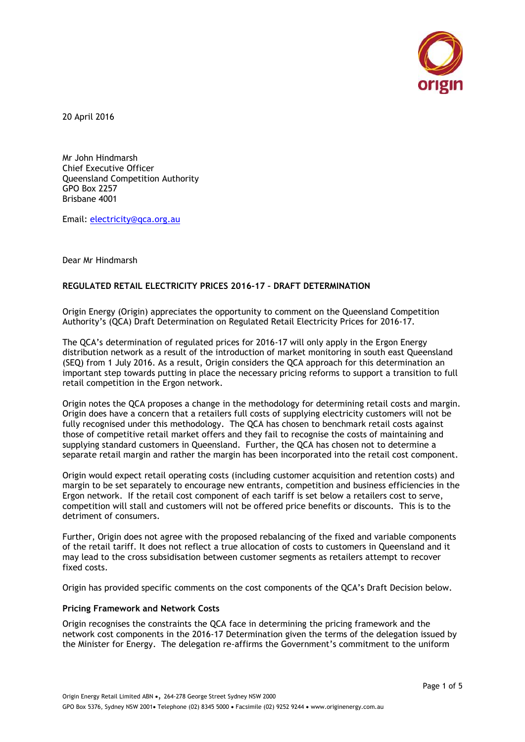20 April 2016

Mr John Hindmarsh
Chief Executive Officer
Queensland Competition Authority
GPO Box 2257
Brisbane 4001

Email: electricity@qca.org.au

Dear Mr Hindmarsh

**REGULATED RETAIL ELECTRICITY PRICES 2016-17 – DRAFT DETERMINATION**

Origin Energy (Origin) appreciates the opportunity to comment on the Queensland Competition Authority's (QCA) Draft Determination on Regulated Retail Electricity Prices for 2016-17.

The QCA's determination of regulated prices for 2016-17 will only apply in the Ergon Energy distribution network as a result of the introduction of market monitoring in south east Queensland (SEQ) from 1 July 2016. As a result, Origin considers the QCA approach for this determination an important step towards putting in place the necessary pricing reforms to support a transition to full retail competition in the Ergon network.

Origin notes the QCA proposes a change in the methodology for determining retail costs and margin. Origin does have a concern that a retailers full costs of supplying electricity customers will not be fully recognised under this methodology. The QCA has chosen to benchmark retail costs against those of competitive retail market offers and they fail to recognise the costs of maintaining and supplying standard customers in Queensland. Further, the QCA has chosen not to determine a separate retail margin and rather the margin has been incorporated into the retail cost component.

Origin would expect retail operating costs (including customer acquisition and retention costs) and margin to be set separately to encourage new entrants, competition and business efficiencies in the Ergon network. If the retail cost component of each tariff is set below a retailers cost to serve, competition will stall and customers will not be offered price benefits or discounts. This is to the detriment of consumers.

Further, Origin does not agree with the proposed rebalancing of the fixed and variable components of the retail tariff. It does not reflect a true allocation of costs to customers in Queensland and it may lead to the cross subsidisation between customer segments as retailers attempt to recover fixed costs.

Origin has provided specific comments on the cost components of the QCA's Draft Decision below.

**Pricing Framework and Network Costs**

Origin recognises the constraints the QCA face in determining the pricing framework and the network cost components in the 2016-17 Determination given the terms of the delegation issued by the Minister for Energy. The delegation re-affirms the Government's commitment to the uniform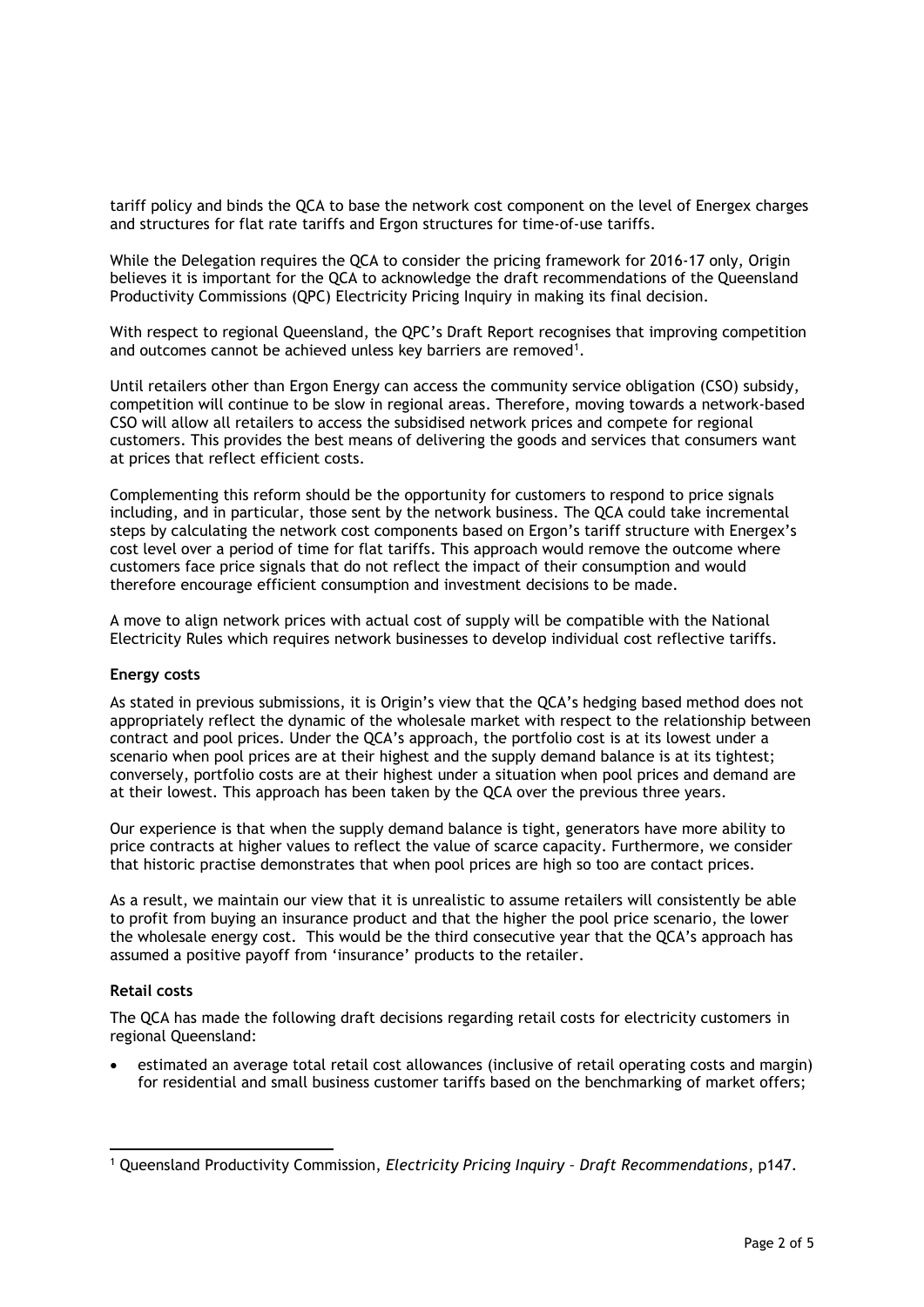tariff policy and binds the QCA to base the network cost component on the level of Energex charges and structures for flat rate tariffs and Ergon structures for time-of-use tariffs.

While the Delegation requires the QCA to consider the pricing framework for 2016-17 only, Origin believes it is important for the QCA to acknowledge the draft recommendations of the Queensland Productivity Commissions (QPC) Electricity Pricing Inquiry in making its final decision.

With respect to regional Queensland, the QPC's Draft Report recognises that improving competition and outcomes cannot be achieved unless key barriers are removed[1].

Until retailers other than Ergon Energy can access the community service obligation (CSO) subsidy, competition will continue to be slow in regional areas. Therefore, moving towards a network-based CSO will allow all retailers to access the subsidised network prices and compete for regional customers. This provides the best means of delivering the goods and services that consumers want at prices that reflect efficient costs.

Complementing this reform should be the opportunity for customers to respond to price signals including, and in particular, those sent by the network business. The QCA could take incremental steps by calculating the network cost components based on Ergon's tariff structure with Energex's cost level over a period of time for flat tariffs. This approach would remove the outcome where customers face price signals that do not reflect the impact of their consumption and would therefore encourage efficient consumption and investment decisions to be made.

A move to align network prices with actual cost of supply will be compatible with the National Electricity Rules which requires network businesses to develop individual cost reflective tariffs.

**Energy costs**

As stated in previous submissions, it is Origin's view that the QCA's hedging based method does not appropriately reflect the dynamic of the wholesale market with respect to the relationship between contract and pool prices. Under the QCA's approach, the portfolio cost is at its lowest under a scenario when pool prices are at their highest and the supply demand balance is at its tightest; conversely, portfolio costs are at their highest under a situation when pool prices and demand are at their lowest. This approach has been taken by the QCA over the previous three years.

Our experience is that when the supply demand balance is tight, generators have more ability to price contracts at higher values to reflect the value of scarce capacity. Furthermore, we consider that historic practise demonstrates that when pool prices are high so too are contact prices.

As a result, we maintain our view that it is unrealistic to assume retailers will consistently be able to profit from buying an insurance product and that the higher the pool price scenario, the lower the wholesale energy cost. This would be the third consecutive year that the QCA's approach has assumed a positive payoff from 'insurance' products to the retailer.

**Retail costs**

The QCA has made the following draft decisions regarding retail costs for electricity customers in regional Queensland:

- estimated an average total retail cost allowances (inclusive of retail operating costs and margin) for residential and small business customer tariffs based on the benchmarking of market offers;

[1] Queensland Productivity Commission, *Electricity Pricing Inquiry – Draft Recommendations*, p147.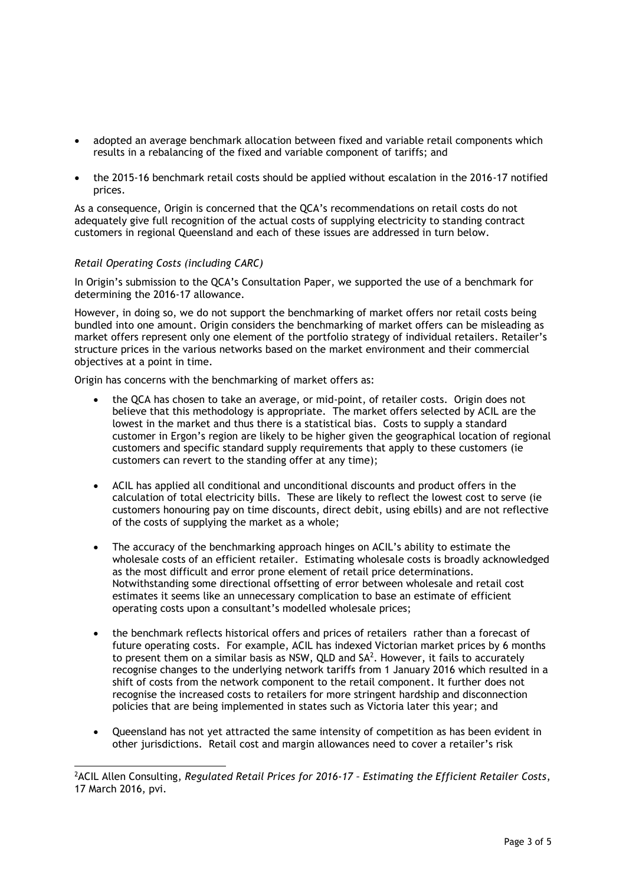- adopted an average benchmark allocation between fixed and variable retail components which results in a rebalancing of the fixed and variable component of tariffs; and
- the 2015-16 benchmark retail costs should be applied without escalation in the 2016-17 notified prices.

As a consequence, Origin is concerned that the QCA's recommendations on retail costs do not adequately give full recognition of the actual costs of supplying electricity to standing contract customers in regional Queensland and each of these issues are addressed in turn below.

*Retail Operating Costs (including CARC)*

In Origin's submission to the QCA's Consultation Paper, we supported the use of a benchmark for determining the 2016-17 allowance.

However, in doing so, we do not support the benchmarking of market offers nor retail costs being bundled into one amount. Origin considers the benchmarking of market offers can be misleading as market offers represent only one element of the portfolio strategy of individual retailers. Retailer's structure prices in the various networks based on the market environment and their commercial objectives at a point in time.

Origin has concerns with the benchmarking of market offers as:

- the QCA has chosen to take an average, or mid-point, of retailer costs. Origin does not believe that this methodology is appropriate. The market offers selected by ACIL are the lowest in the market and thus there is a statistical bias. Costs to supply a standard customer in Ergon's region are likely to be higher given the geographical location of regional customers and specific standard supply requirements that apply to these customers (ie customers can revert to the standing offer at any time);
- ACIL has applied all conditional and unconditional discounts and product offers in the calculation of total electricity bills. These are likely to reflect the lowest cost to serve (ie customers honouring pay on time discounts, direct debit, using ebills) and are not reflective of the costs of supplying the market as a whole;
- The accuracy of the benchmarking approach hinges on ACIL's ability to estimate the wholesale costs of an efficient retailer. Estimating wholesale costs is broadly acknowledged as the most difficult and error prone element of retail price determinations. Notwithstanding some directional offsetting of error between wholesale and retail cost estimates it seems like an unnecessary complication to base an estimate of efficient operating costs upon a consultant's modelled wholesale prices;
- the benchmark reflects historical offers and prices of retailers rather than a forecast of future operating costs. For example, ACIL has indexed Victorian market prices by 6 months to present them on a similar basis as NSW, QLD and SA[2]. However, it fails to accurately recognise changes to the underlying network tariffs from 1 January 2016 which resulted in a shift of costs from the network component to the retail component. It further does not recognise the increased costs to retailers for more stringent hardship and disconnection policies that are being implemented in states such as Victoria later this year; and
- Queensland has not yet attracted the same intensity of competition as has been evident in other jurisdictions. Retail cost and margin allowances need to cover a retailer's risk

[2] ACIL Allen Consulting, *Regulated Retail Prices for 2016-17 – Estimating the Efficient Retailer Costs*, 17 March 2016, pvi.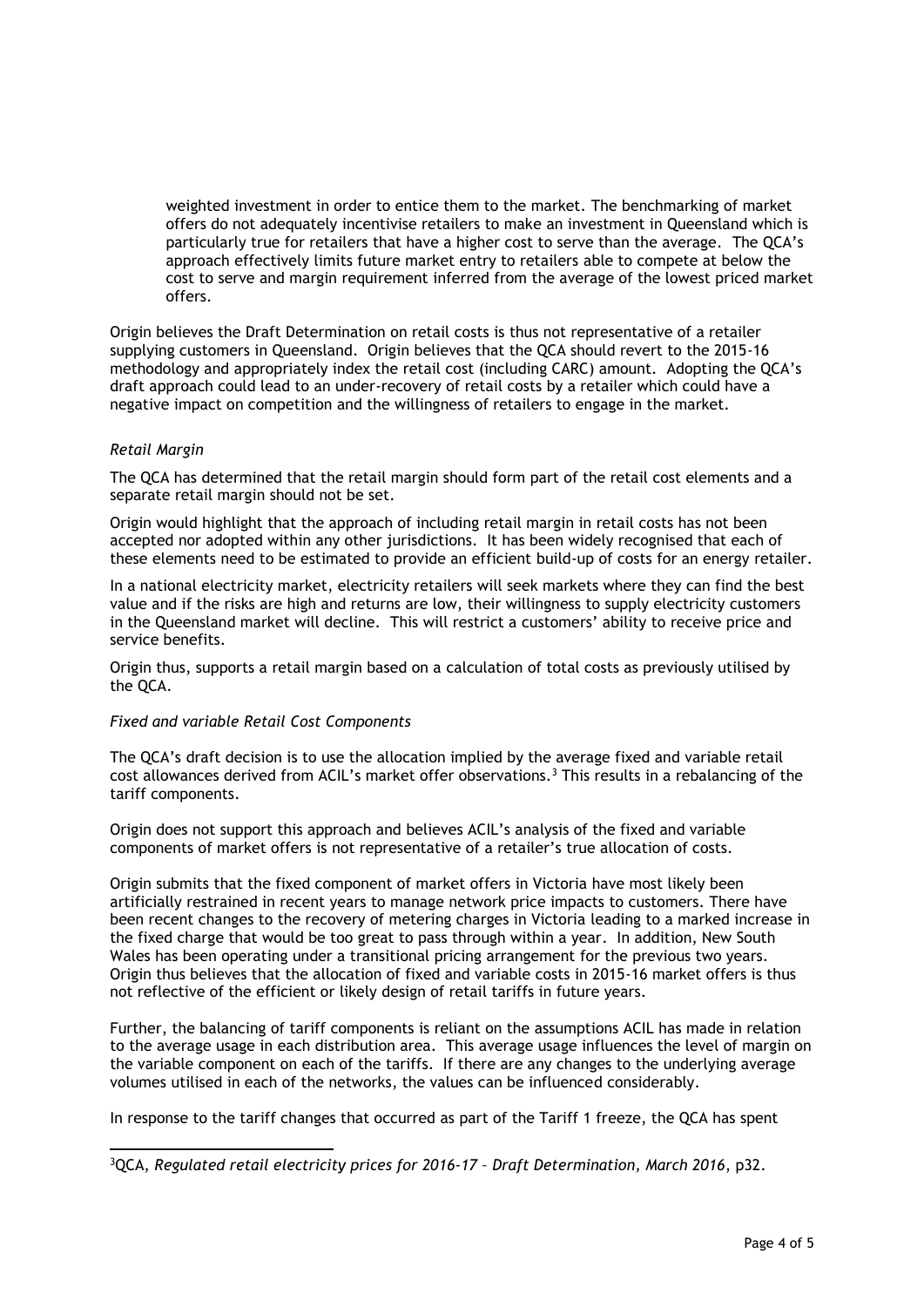weighted investment in order to entice them to the market. The benchmarking of market offers do not adequately incentivise retailers to make an investment in Queensland which is particularly true for retailers that have a higher cost to serve than the average. The QCA's approach effectively limits future market entry to retailers able to compete at below the cost to serve and margin requirement inferred from the average of the lowest priced market offers.

Origin believes the Draft Determination on retail costs is thus not representative of a retailer supplying customers in Queensland. Origin believes that the QCA should revert to the 2015-16 methodology and appropriately index the retail cost (including CARC) amount. Adopting the QCA's draft approach could lead to an under-recovery of retail costs by a retailer which could have a negative impact on competition and the willingness of retailers to engage in the market.

*Retail Margin*

The QCA has determined that the retail margin should form part of the retail cost elements and a separate retail margin should not be set.

Origin would highlight that the approach of including retail margin in retail costs has not been accepted nor adopted within any other jurisdictions. It has been widely recognised that each of these elements need to be estimated to provide an efficient build-up of costs for an energy retailer.

In a national electricity market, electricity retailers will seek markets where they can find the best value and if the risks are high and returns are low, their willingness to supply electricity customers in the Queensland market will decline. This will restrict a customers' ability to receive price and service benefits.

Origin thus, supports a retail margin based on a calculation of total costs as previously utilised by the QCA.

*Fixed and variable Retail Cost Components*

The QCA's draft decision is to use the allocation implied by the average fixed and variable retail cost allowances derived from ACIL's market offer observations.[3] This results in a rebalancing of the tariff components.

Origin does not support this approach and believes ACIL's analysis of the fixed and variable components of market offers is not representative of a retailer's true allocation of costs.

Origin submits that the fixed component of market offers in Victoria have most likely been artificially restrained in recent years to manage network price impacts to customers. There have been recent changes to the recovery of metering charges in Victoria leading to a marked increase in the fixed charge that would be too great to pass through within a year. In addition, New South Wales has been operating under a transitional pricing arrangement for the previous two years. Origin thus believes that the allocation of fixed and variable costs in 2015-16 market offers is thus not reflective of the efficient or likely design of retail tariffs in future years.

Further, the balancing of tariff components is reliant on the assumptions ACIL has made in relation to the average usage in each distribution area. This average usage influences the level of margin on the variable component on each of the tariffs. If there are any changes to the underlying average volumes utilised in each of the networks, the values can be influenced considerably.

In response to the tariff changes that occurred as part of the Tariff 1 freeze, the QCA has spent

[3] QCA, *Regulated retail electricity prices for 2016-17 – Draft Determination, March 2016*, p32.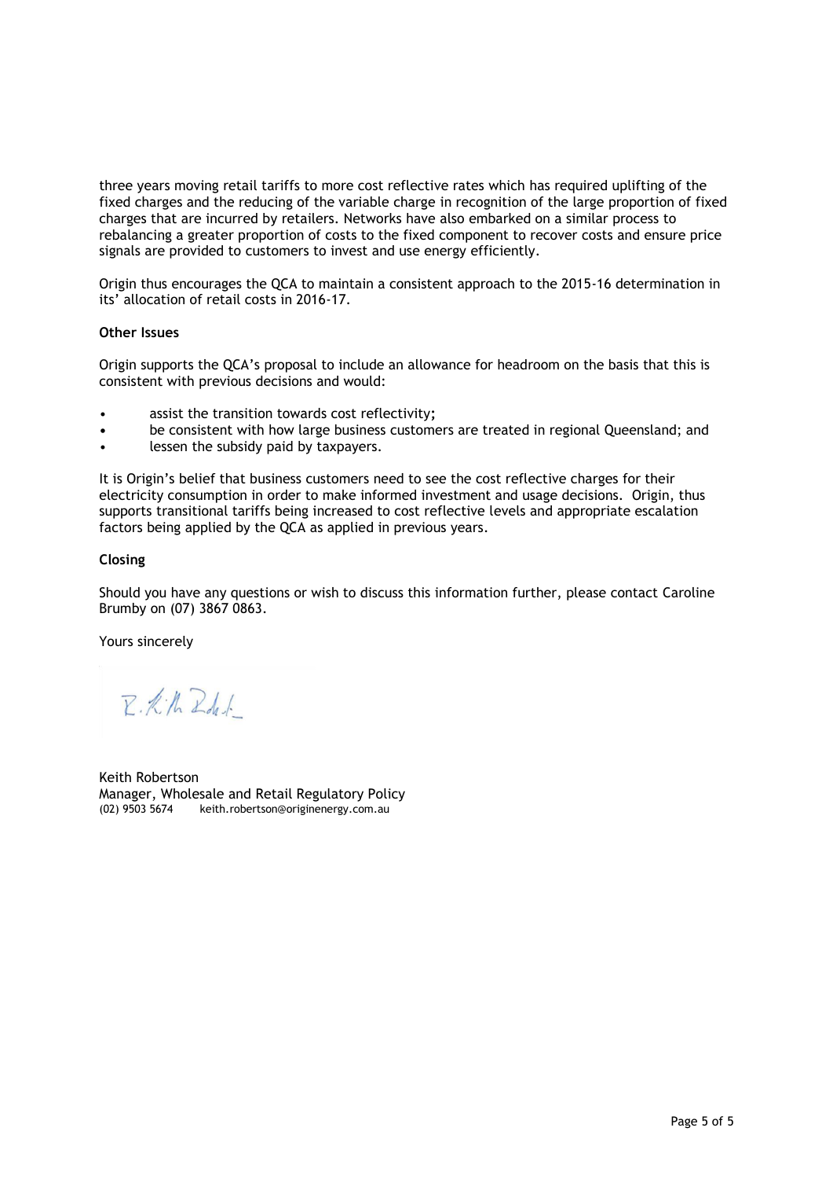three years moving retail tariffs to more cost reflective rates which has required uplifting of the fixed charges and the reducing of the variable charge in recognition of the large proportion of fixed charges that are incurred by retailers. Networks have also embarked on a similar process to rebalancing a greater proportion of costs to the fixed component to recover costs and ensure price signals are provided to customers to invest and use energy efficiently.

Origin thus encourages the QCA to maintain a consistent approach to the 2015-16 determination in its' allocation of retail costs in 2016-17.

**Other Issues**

Origin supports the QCA's proposal to include an allowance for headroom on the basis that this is consistent with previous decisions and would:

- assist the transition towards cost reflectivity;
- be consistent with how large business customers are treated in regional Queensland; and
- lessen the subsidy paid by taxpayers.

It is Origin's belief that business customers need to see the cost reflective charges for their electricity consumption in order to make informed investment and usage decisions. Origin, thus supports transitional tariffs being increased to cost reflective levels and appropriate escalation factors being applied by the QCA as applied in previous years.

**Closing**

Should you have any questions or wish to discuss this information further, please contact Caroline Brumby on (07) 3867 0863.

Yours sincerely

Keith Robertson
Manager, Wholesale and Retail Regulatory Policy
(02) 9503 5674 keith.robertson@originenergy.com.au